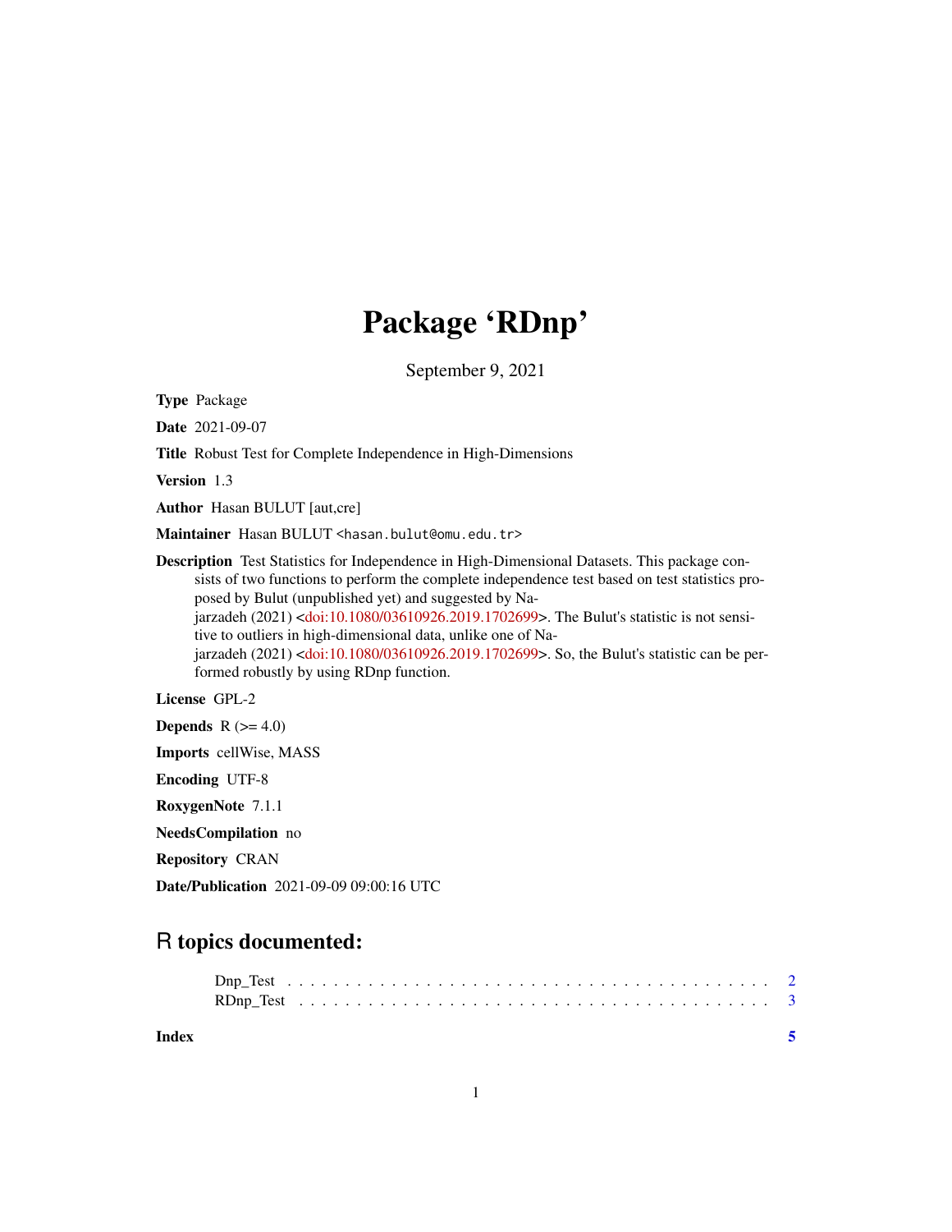# Package 'RDnp'

September 9, 2021

**Type** Package

**Date** 2021-09-07

**Title** Robust Test for Complete Independence in High-Dimensions

**Version** 1.3

**Author** Hasan BULUT [aut,cre]

**Maintainer** Hasan BULUT <hasan.bulut@omu.edu.tr>

**Description** Test Statistics for Independence in High-Dimensional Datasets. This package consists of two functions to perform the complete independence test based on test statistics proposed by Bulut (unpublished yet) and suggested by Najarzadeh (2021) <doi:10.1080/03610926.2019.1702699>. The Bulut's statistic is not sensitive to outliers in high-dimensional data, unlike one of Najarzadeh (2021) <doi:10.1080/03610926.2019.1702699>. So, the Bulut's statistic can be performed robustly by using RDnp function.

**License** GPL-2

**Depends** R (>= 4.0)

**Imports** cellWise, MASS

**Encoding** UTF-8

**RoxygenNote** 7.1.1

**NeedsCompilation** no

**Repository** CRAN

**Date/Publication** 2021-09-09 09:00:16 UTC

## R topics documented:

Dnp_Test . . . . . . . . . . . . . . . . . . . . . . . . . . . . . . . . . . . . . . . . . 2
RDnp_Test . . . . . . . . . . . . . . . . . . . . . . . . . . . . . . . . . . . . . . . . 3

**Index** 5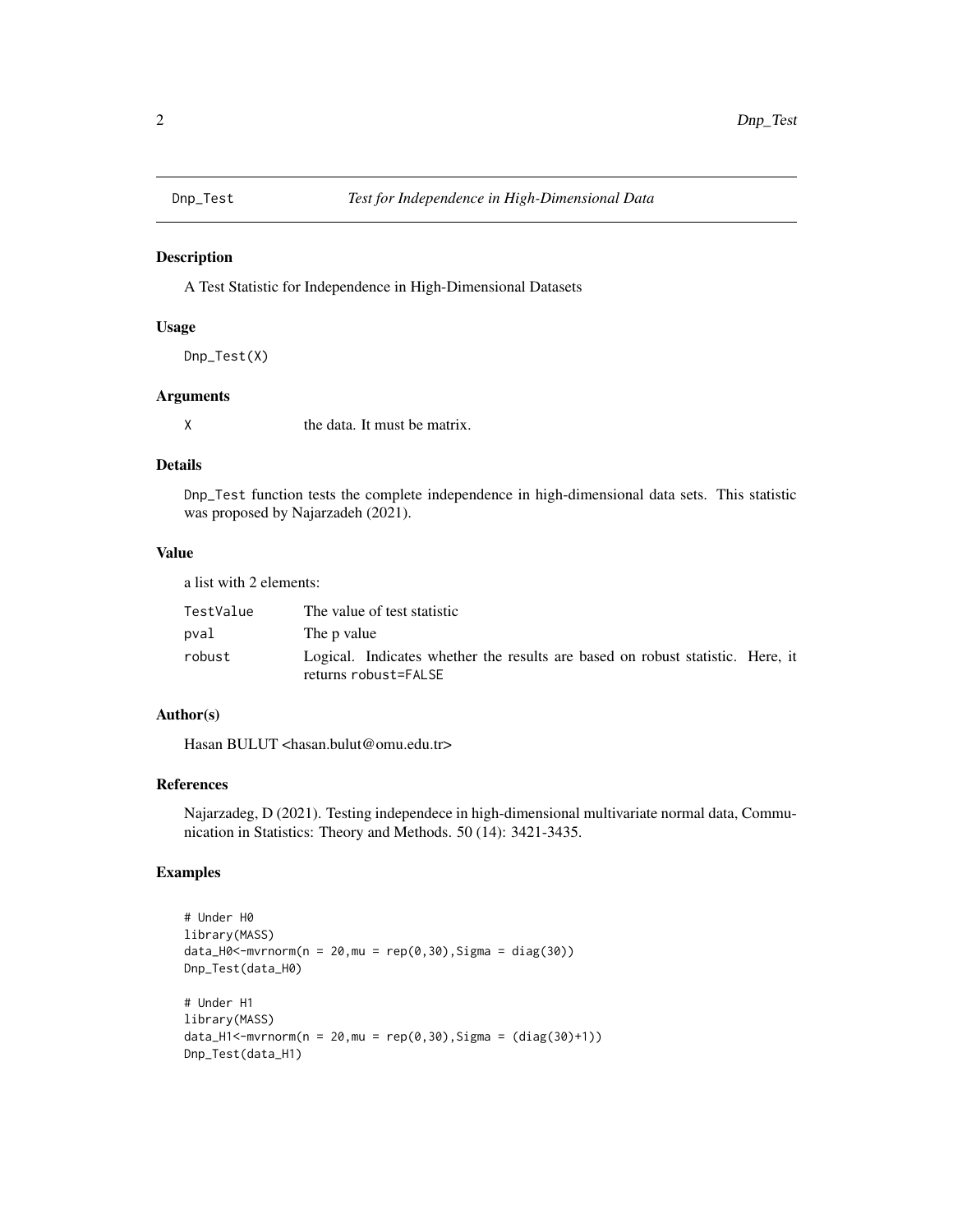## Dnp_Test — *Test for Independence in High-Dimensional Data*

### Description

A Test Statistic for Independence in High-Dimensional Datasets

### Usage

```
Dnp_Test(X)
```

### Arguments

| | |
|---|---|
| X | the data. It must be matrix. |

### Details

`Dnp_Test` function tests the complete independence in high-dimensional data sets. This statistic was proposed by Najarzadeh (2021).

### Value

a list with 2 elements:

| | |
|---|---|
| TestValue | The value of test statistic |
| pval | The p value |
| robust | Logical. Indicates whether the results are based on robust statistic. Here, it returns `robust=FALSE` |

### Author(s)

Hasan BULUT <hasan.bulut@omu.edu.tr>

### References

Najarzadeg, D (2021). Testing independece in high-dimensional multivariate normal data, Communication in Statistics: Theory and Methods. 50 (14): 3421-3435.

### Examples

```
# Under H0
library(MASS)
data_H0<-mvrnorm(n = 20,mu = rep(0,30),Sigma = diag(30))
Dnp_Test(data_H0)

# Under H1
library(MASS)
data_H1<-mvrnorm(n = 20,mu = rep(0,30),Sigma = (diag(30)+1))
Dnp_Test(data_H1)
```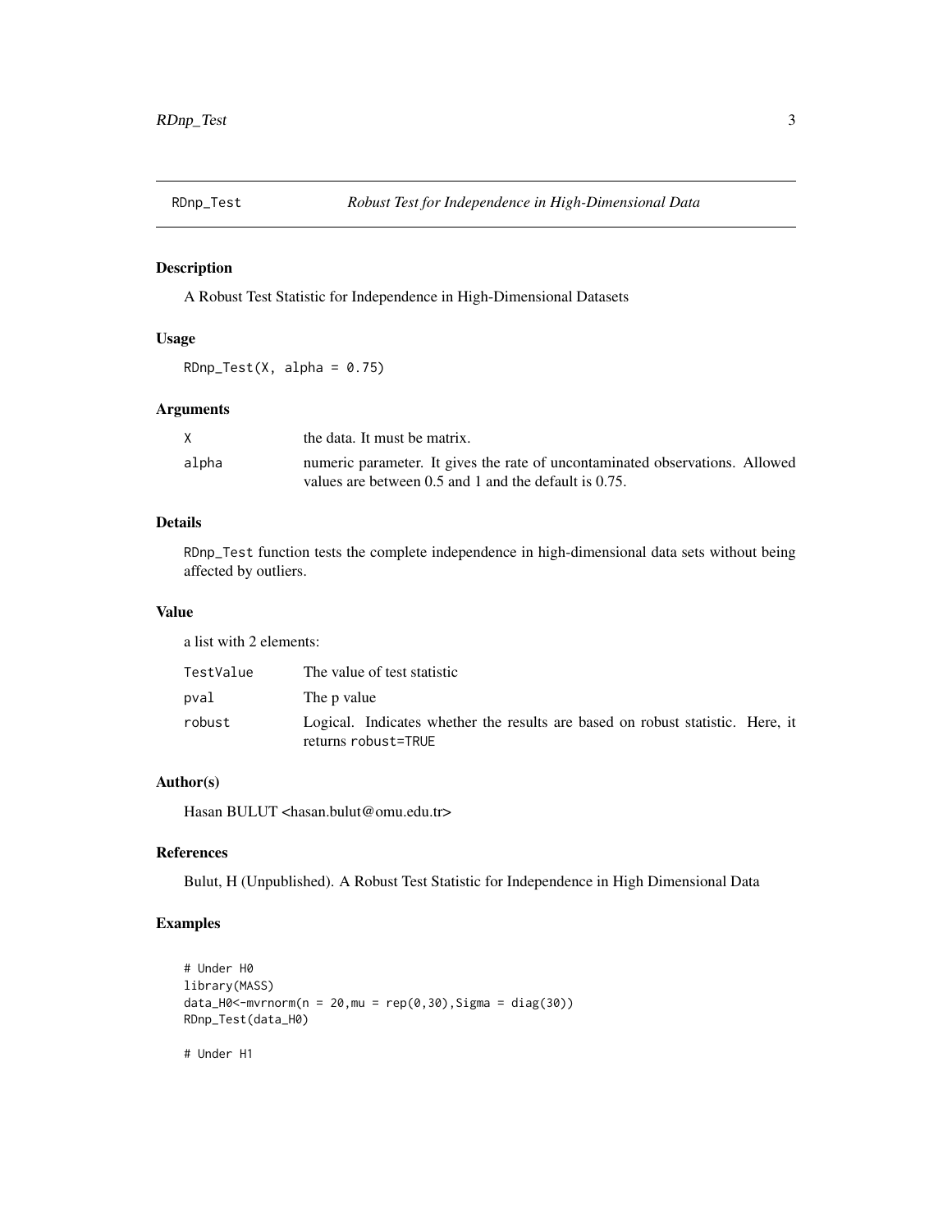## RDnp_Test — *Robust Test for Independence in High-Dimensional Data*

### Description

A Robust Test Statistic for Independence in High-Dimensional Datasets

### Usage

```
RDnp_Test(X, alpha = 0.75)
```

### Arguments

| | |
|---|---|
| X | the data. It must be matrix. |
| alpha | numeric parameter. It gives the rate of uncontaminated observations. Allowed values are between 0.5 and 1 and the default is 0.75. |

### Details

RDnp_Test function tests the complete independence in high-dimensional data sets without being affected by outliers.

### Value

a list with 2 elements:

| | |
|---|---|
| TestValue | The value of test statistic |
| pval | The p value |
| robust | Logical. Indicates whether the results are based on robust statistic. Here, it returns robust=TRUE |

### Author(s)

Hasan BULUT <hasan.bulut@omu.edu.tr>

### References

Bulut, H (Unpublished). A Robust Test Statistic for Independence in High Dimensional Data

### Examples

```
# Under H0
library(MASS)
data_H0<-mvrnorm(n = 20,mu = rep(0,30),Sigma = diag(30))
RDnp_Test(data_H0)

# Under H1
```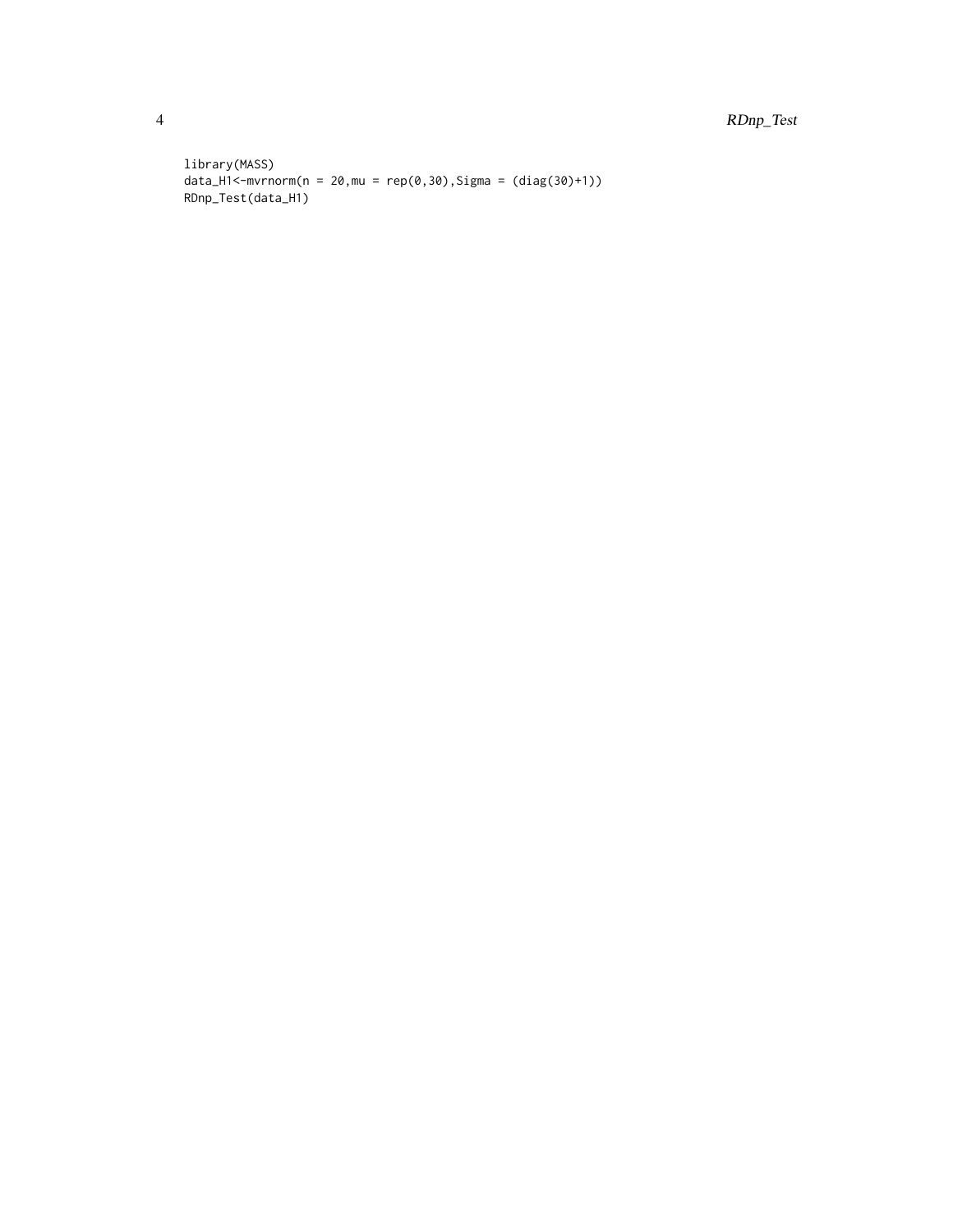```
library(MASS)
data_H1<-mvrnorm(n = 20,mu = rep(0,30),Sigma = (diag(30)+1))
RDnp_Test(data_H1)
```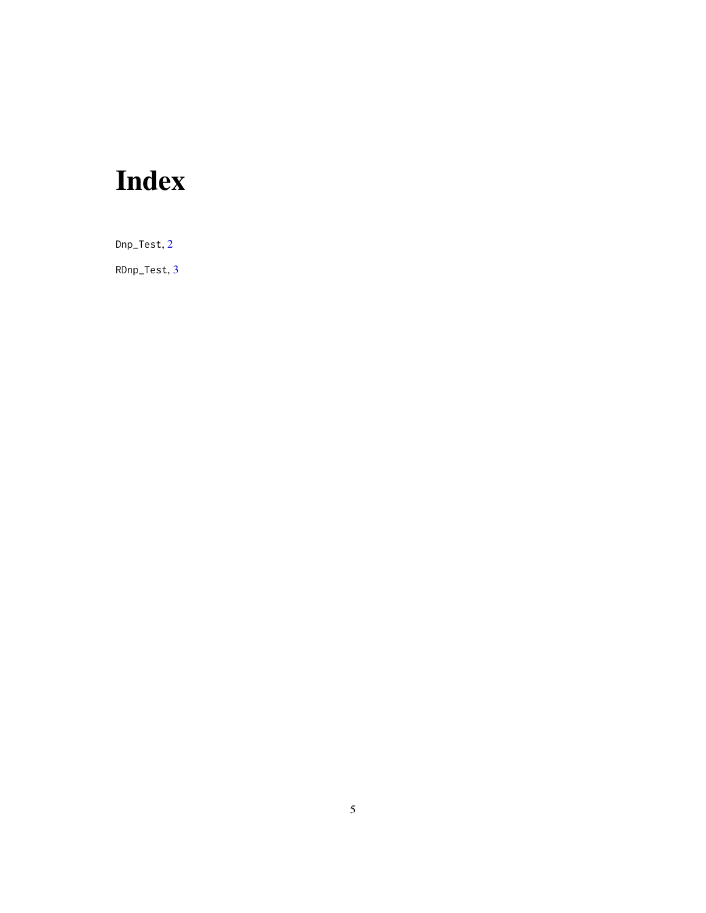# Index

Dnp_Test, 2

RDnp_Test, 3